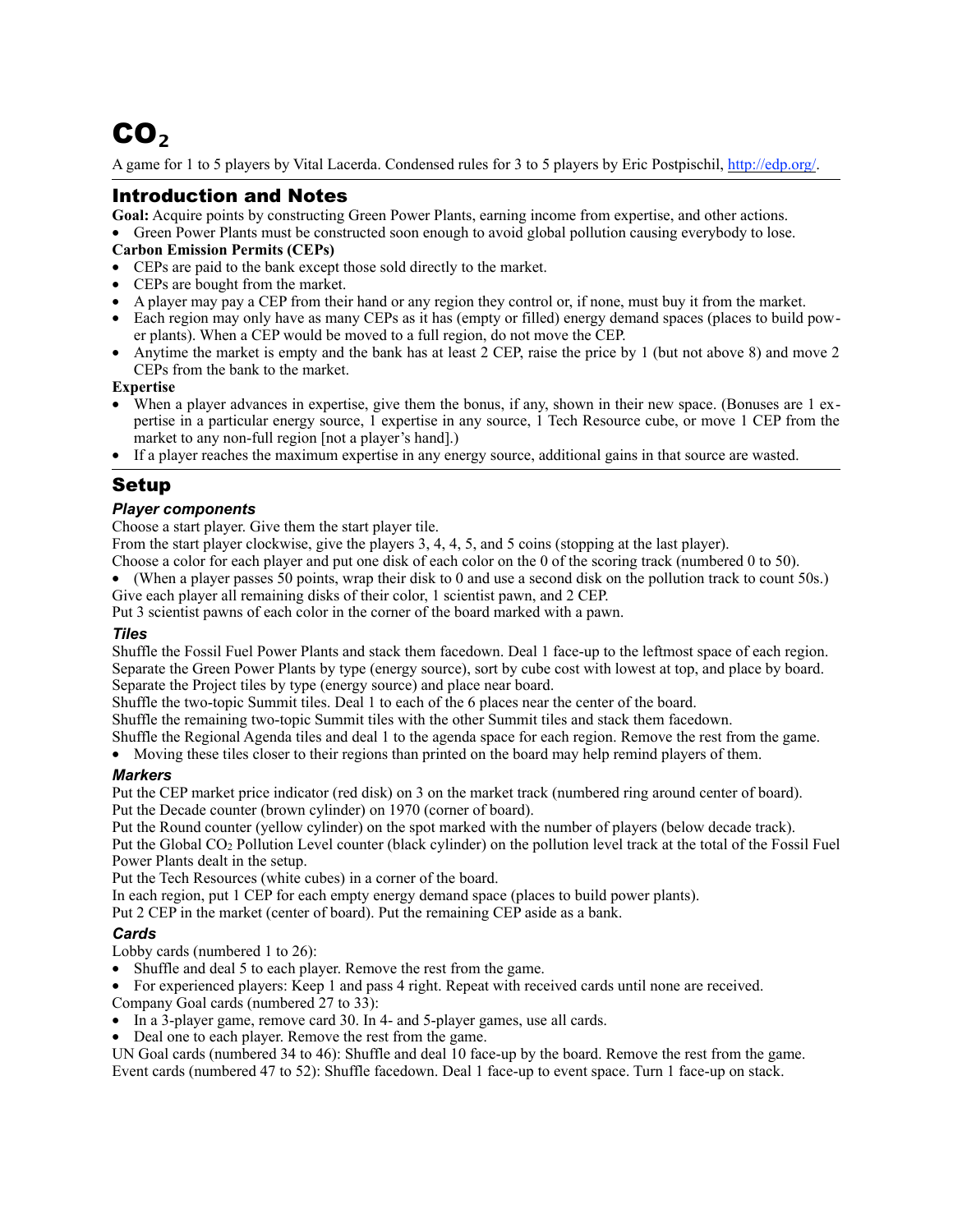# $CO_2$

A game for 1 to 5 players by Vital Lacerda. Condensed rules for 3 to 5 players by Eric Postpischil, http://edp.org/.

## Introduction and Notes

**Goal:** Acquire points by constructing Green Power Plants, earning income from expertise, and other actions.

- Green Power Plants must be constructed soon enough to avoid global pollution causing everybody to lose.

**Carbon Emission Permits (CEPs)**

- CEPs are paid to the bank except those sold directly to the market.
- CEPs are bought from the market.
- A player may pay a CEP from their hand or any region they control or, if none, must buy it from the market.
- Each region may only have as many CEPs as it has (empty or filled) energy demand spaces (places to build power plants). When a CEP would be moved to a full region, do not move the CEP.
- Anytime the market is empty and the bank has at least 2 CEP, raise the price by 1 (but not above 8) and move 2 CEPs from the bank to the market.

**Expertise**

- When a player advances in expertise, give them the bonus, if any, shown in their new space. (Bonuses are 1 expertise in a particular energy source, 1 expertise in any source, 1 Tech Resource cube, or move 1 CEP from the market to any non-full region [not a player's hand].)
- If a player reaches the maximum expertise in any energy source, additional gains in that source are wasted.

## Setup

### Player components

Choose a start player. Give them the start player tile.

From the start player clockwise, give the players 3, 4, 4, 5, and 5 coins (stopping at the last player).

Choose a color for each player and put one disk of each color on the 0 of the scoring track (numbered 0 to 50).

- (When a player passes 50 points, wrap their disk to 0 and use a second disk on the pollution track to count 50s.)

Give each player all remaining disks of their color, 1 scientist pawn, and 2 CEP.

Put 3 scientist pawns of each color in the corner of the board marked with a pawn.

### Tiles

Shuffle the Fossil Fuel Power Plants and stack them facedown. Deal 1 face-up to the leftmost space of each region.

Separate the Green Power Plants by type (energy source), sort by cube cost with lowest at top, and place by board.

Separate the Project tiles by type (energy source) and place near board.

Shuffle the two-topic Summit tiles. Deal 1 to each of the 6 places near the center of the board.

Shuffle the remaining two-topic Summit tiles with the other Summit tiles and stack them facedown.

Shuffle the Regional Agenda tiles and deal 1 to the agenda space for each region. Remove the rest from the game.

- Moving these tiles closer to their regions than printed on the board may help remind players of them.

### Markers

Put the CEP market price indicator (red disk) on 3 on the market track (numbered ring around center of board).

Put the Decade counter (brown cylinder) on 1970 (corner of board).

Put the Round counter (yellow cylinder) on the spot marked with the number of players (below decade track).

Put the Global $CO_2$ Pollution Level counter (black cylinder) on the pollution level track at the total of the Fossil Fuel Power Plants dealt in the setup.

Put the Tech Resources (white cubes) in a corner of the board.

In each region, put 1 CEP for each empty energy demand space (places to build power plants).

Put 2 CEP in the market (center of board). Put the remaining CEP aside as a bank.

### Cards

Lobby cards (numbered 1 to 26):

- Shuffle and deal 5 to each player. Remove the rest from the game.
- For experienced players: Keep 1 and pass 4 right. Repeat with received cards until none are received.

Company Goal cards (numbered 27 to 33):

- In a 3-player game, remove card 30. In 4- and 5-player games, use all cards.
- Deal one to each player. Remove the rest from the game.

UN Goal cards (numbered 34 to 46): Shuffle and deal 10 face-up by the board. Remove the rest from the game.

Event cards (numbered 47 to 52): Shuffle facedown. Deal 1 face-up to event space. Turn 1 face-up on stack.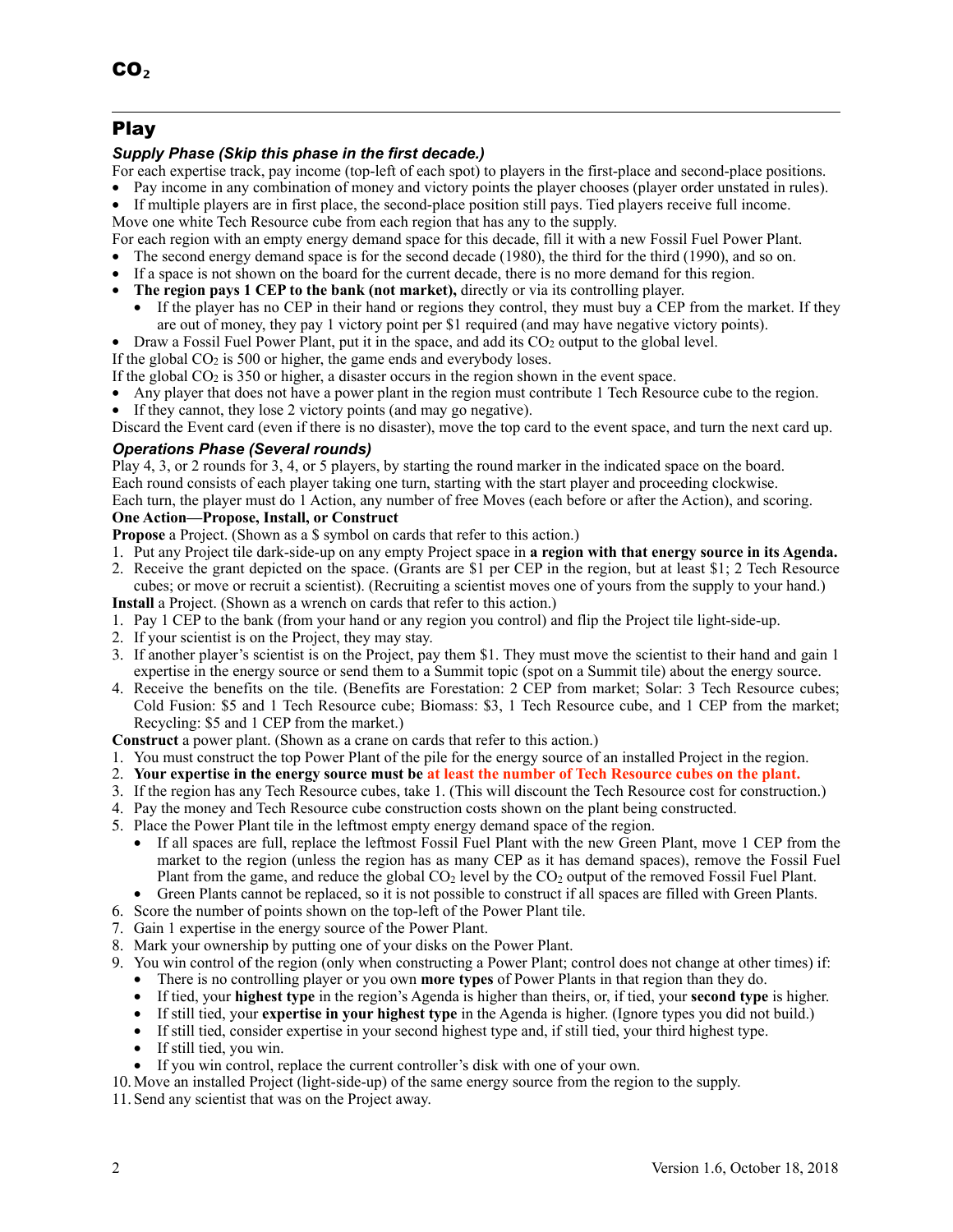## Play

### *Supply Phase (Skip this phase in the first decade.)*

For each expertise track, pay income (top-left of each spot) to players in the first-place and second-place positions.

- Pay income in any combination of money and victory points the player chooses (player order unstated in rules).
- If multiple players are in first place, the second-place position still pays. Tied players receive full income.

Move one white Tech Resource cube from each region that has any to the supply.

For each region with an empty energy demand space for this decade, fill it with a new Fossil Fuel Power Plant.

- The second energy demand space is for the second decade (1980), the third for the third (1990), and so on.
- If a space is not shown on the board for the current decade, there is no more demand for this region.
- **The region pays 1 CEP to the bank (not market),** directly or via its controlling player.
  - If the player has no CEP in their hand or regions they control, they must buy a CEP from the market. If they are out of money, they pay 1 victory point per $1 required (and may have negative victory points).
- Draw a Fossil Fuel Power Plant, put it in the space, and add its $CO_2$ output to the global level.

If the global $CO_2$ is 500 or higher, the game ends and everybody loses.

If the global $CO_2$ is 350 or higher, a disaster occurs in the region shown in the event space.

- Any player that does not have a power plant in the region must contribute 1 Tech Resource cube to the region.
- If they cannot, they lose 2 victory points (and may go negative).

Discard the Event card (even if there is no disaster), move the top card to the event space, and turn the next card up.

### *Operations Phase (Several rounds)*

Play 4, 3, or 2 rounds for 3, 4, or 5 players, by starting the round marker in the indicated space on the board.

Each round consists of each player taking one turn, starting with the start player and proceeding clockwise.

Each turn, the player must do 1 Action, any number of free Moves (each before or after the Action), and scoring.

**One Action—Propose, Install, or Construct**

**Propose** a Project. (Shown as a $ symbol on cards that refer to this action.)

1. Put any Project tile dark-side-up on any empty Project space in **a region with that energy source in its Agenda.**
2. Receive the grant depicted on the space. (Grants are $1 per CEP in the region, but at least $1; 2 Tech Resource cubes; or move or recruit a scientist). (Recruiting a scientist moves one of yours from the supply to your hand.)

**Install** a Project. (Shown as a wrench on cards that refer to this action.)

1. Pay 1 CEP to the bank (from your hand or any region you control) and flip the Project tile light-side-up.
2. If your scientist is on the Project, they may stay.
3. If another player's scientist is on the Project, pay them $1. They must move the scientist to their hand and gain 1 expertise in the energy source or send them to a Summit topic (spot on a Summit tile) about the energy source.
4. Receive the benefits on the tile. (Benefits are Forestation: 2 CEP from market; Solar: 3 Tech Resource cubes; Cold Fusion: $5 and 1 Tech Resource cube; Biomass: $3, 1 Tech Resource cube, and 1 CEP from the market; Recycling: $5 and 1 CEP from the market.)

**Construct** a power plant. (Shown as a crane on cards that refer to this action.)

1. You must construct the top Power Plant of the pile for the energy source of an installed Project in the region.
2. **Your expertise in the energy source must be at least the number of Tech Resource cubes on the plant.**
3. If the region has any Tech Resource cubes, take 1. (This will discount the Tech Resource cost for construction.)
4. Pay the money and Tech Resource cube construction costs shown on the plant being constructed.
5. Place the Power Plant tile in the leftmost empty energy demand space of the region.
   - If all spaces are full, replace the leftmost Fossil Fuel Plant with the new Green Plant, move 1 CEP from the market to the region (unless the region has as many CEP as it has demand spaces), remove the Fossil Fuel Plant from the game, and reduce the global $CO_2$ level by the $CO_2$ output of the removed Fossil Fuel Plant.
   - Green Plants cannot be replaced, so it is not possible to construct if all spaces are filled with Green Plants.
6. Score the number of points shown on the top-left of the Power Plant tile.
7. Gain 1 expertise in the energy source of the Power Plant.
8. Mark your ownership by putting one of your disks on the Power Plant.
9. You win control of the region (only when constructing a Power Plant; control does not change at other times) if:
   - There is no controlling player or you own **more types** of Power Plants in that region than they do.
   - If tied, your **highest type** in the region's Agenda is higher than theirs, or, if tied, your **second type** is higher.
   - If still tied, your **expertise in your highest type** in the Agenda is higher. (Ignore types you did not build.)
   - If still tied, consider expertise in your second highest type and, if still tied, your third highest type.
   - If still tied, you win.
   - If you win control, replace the current controller's disk with one of your own.
10. Move an installed Project (light-side-up) of the same energy source from the region to the supply.
11. Send any scientist that was on the Project away.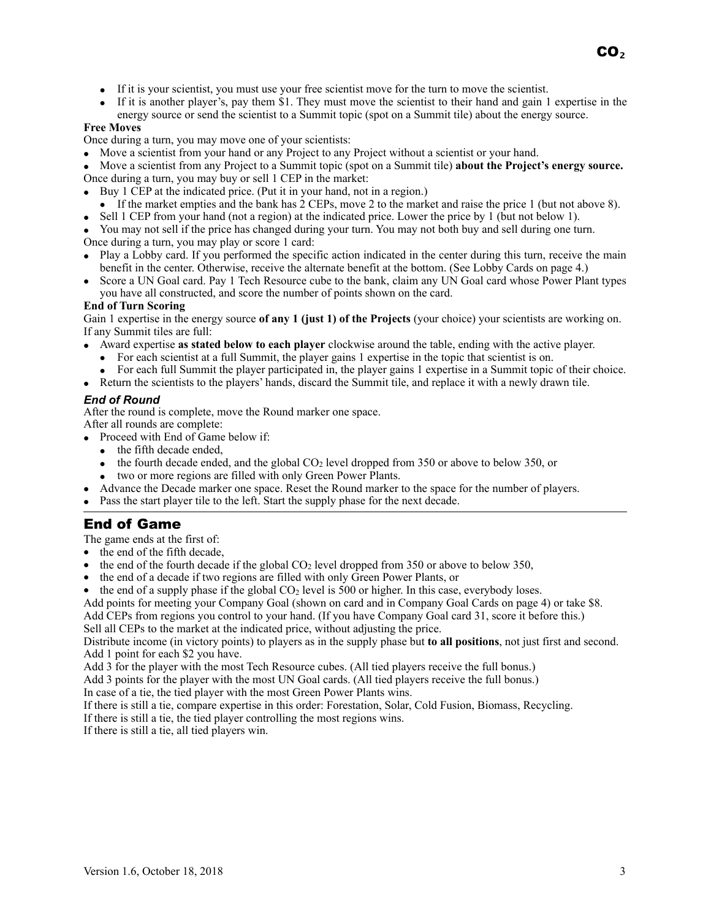- If it is your scientist, you must use your free scientist move for the turn to move the scientist.
- If it is another player's, pay them $1. They must move the scientist to their hand and gain 1 expertise in the energy source or send the scientist to a Summit topic (spot on a Summit tile) about the energy source.

**Free Moves**

Once during a turn, you may move one of your scientists:

- Move a scientist from your hand or any Project to any Project without a scientist or your hand.
- Move a scientist from any Project to a Summit topic (spot on a Summit tile) **about the Project's energy source.**

Once during a turn, you may buy or sell 1 CEP in the market:

- Buy 1 CEP at the indicated price. (Put it in your hand, not in a region.)
  - If the market empties and the bank has 2 CEPs, move 2 to the market and raise the price 1 (but not above 8).
- Sell 1 CEP from your hand (not a region) at the indicated price. Lower the price by 1 (but not below 1).
- You may not sell if the price has changed during your turn. You may not both buy and sell during one turn.

Once during a turn, you may play or score 1 card:

- Play a Lobby card. If you performed the specific action indicated in the center during this turn, receive the main benefit in the center. Otherwise, receive the alternate benefit at the bottom. (See Lobby Cards on page 4.)
- Score a UN Goal card. Pay 1 Tech Resource cube to the bank, claim any UN Goal card whose Power Plant types you have all constructed, and score the number of points shown on the card.

**End of Turn Scoring**

Gain 1 expertise in the energy source **of any 1 (just 1) of the Projects** (your choice) your scientists are working on.

If any Summit tiles are full:

- Award expertise **as stated below to each player** clockwise around the table, ending with the active player.
  - For each scientist at a full Summit, the player gains 1 expertise in the topic that scientist is on.
  - For each full Summit the player participated in, the player gains 1 expertise in a Summit topic of their choice.
- Return the scientists to the players' hands, discard the Summit tile, and replace it with a newly drawn tile.

### *End of Round*

After the round is complete, move the Round marker one space.

After all rounds are complete:

- Proceed with End of Game below if:
  - the fifth decade ended,
  - the fourth decade ended, and the global $CO_2$ level dropped from 350 or above to below 350, or
  - two or more regions are filled with only Green Power Plants.
- Advance the Decade marker one space. Reset the Round marker to the space for the number of players.
- Pass the start player tile to the left. Start the supply phase for the next decade.

## End of Game

The game ends at the first of:

- the end of the fifth decade,
- the end of the fourth decade if the global $CO_2$ level dropped from 350 or above to below 350,
- the end of a decade if two regions are filled with only Green Power Plants, or
- the end of a supply phase if the global $CO_2$ level is 500 or higher. In this case, everybody loses.

Add points for meeting your Company Goal (shown on card and in Company Goal Cards on page 4) or take $8.

Add CEPs from regions you control to your hand. (If you have Company Goal card 31, score it before this.)

Sell all CEPs to the market at the indicated price, without adjusting the price.

Distribute income (in victory points) to players as in the supply phase but **to all positions**, not just first and second.

Add 1 point for each $2 you have.

Add 3 for the player with the most Tech Resource cubes. (All tied players receive the full bonus.)

Add 3 points for the player with the most UN Goal cards. (All tied players receive the full bonus.)

In case of a tie, the tied player with the most Green Power Plants wins.

If there is still a tie, compare expertise in this order: Forestation, Solar, Cold Fusion, Biomass, Recycling.

If there is still a tie, the tied player controlling the most regions wins.

If there is still a tie, all tied players win.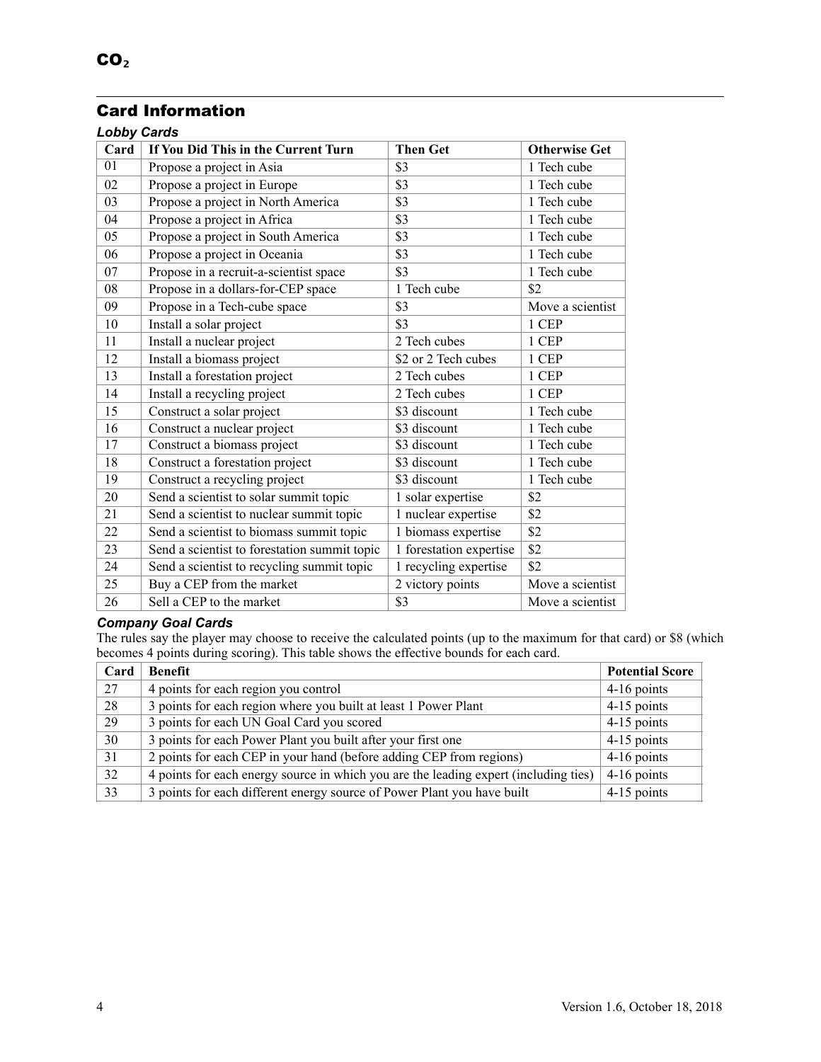## Card Information

### *Lobby Cards*

| Card | If You Did This in the Current Turn | Then Get | Otherwise Get |
|---|---|---|---|
| 01 | Propose a project in Asia | $3 | 1 Tech cube |
| 02 | Propose a project in Europe | $3 | 1 Tech cube |
| 03 | Propose a project in North America | $3 | 1 Tech cube |
| 04 | Propose a project in Africa | $3 | 1 Tech cube |
| 05 | Propose a project in South America | $3 | 1 Tech cube |
| 06 | Propose a project in Oceania | $3 | 1 Tech cube |
| 07 | Propose in a recruit-a-scientist space | $3 | 1 Tech cube |
| 08 | Propose in a dollars-for-CEP space | 1 Tech cube | $2 |
| 09 | Propose in a Tech-cube space | $3 | Move a scientist |
| 10 | Install a solar project | $3 | 1 CEP |
| 11 | Install a nuclear project | 2 Tech cubes | 1 CEP |
| 12 | Install a biomass project | $2 or 2 Tech cubes | 1 CEP |
| 13 | Install a forestation project | 2 Tech cubes | 1 CEP |
| 14 | Install a recycling project | 2 Tech cubes | 1 CEP |
| 15 | Construct a solar project | $3 discount | 1 Tech cube |
| 16 | Construct a nuclear project | $3 discount | 1 Tech cube |
| 17 | Construct a biomass project | $3 discount | 1 Tech cube |
| 18 | Construct a forestation project | $3 discount | 1 Tech cube |
| 19 | Construct a recycling project | $3 discount | 1 Tech cube |
| 20 | Send a scientist to solar summit topic | 1 solar expertise | $2 |
| 21 | Send a scientist to nuclear summit topic | 1 nuclear expertise | $2 |
| 22 | Send a scientist to biomass summit topic | 1 biomass expertise | $2 |
| 23 | Send a scientist to forestation summit topic | 1 forestation expertise | $2 |
| 24 | Send a scientist to recycling summit topic | 1 recycling expertise | $2 |
| 25 | Buy a CEP from the market | 2 victory points | Move a scientist |
| 26 | Sell a CEP to the market | $3 | Move a scientist |

### *Company Goal Cards*

The rules say the player may choose to receive the calculated points (up to the maximum for that card) or $8 (which becomes 4 points during scoring). This table shows the effective bounds for each card.

| Card | Benefit | Potential Score |
|---|---|---|
| 27 | 4 points for each region you control | 4-16 points |
| 28 | 3 points for each region where you built at least 1 Power Plant | 4-15 points |
| 29 | 3 points for each UN Goal Card you scored | 4-15 points |
| 30 | 3 points for each Power Plant you built after your first one | 4-15 points |
| 31 | 2 points for each CEP in your hand (before adding CEP from regions) | 4-16 points |
| 32 | 4 points for each energy source in which you are the leading expert (including ties) | 4-16 points |
| 33 | 3 points for each different energy source of Power Plant you have built | 4-15 points |